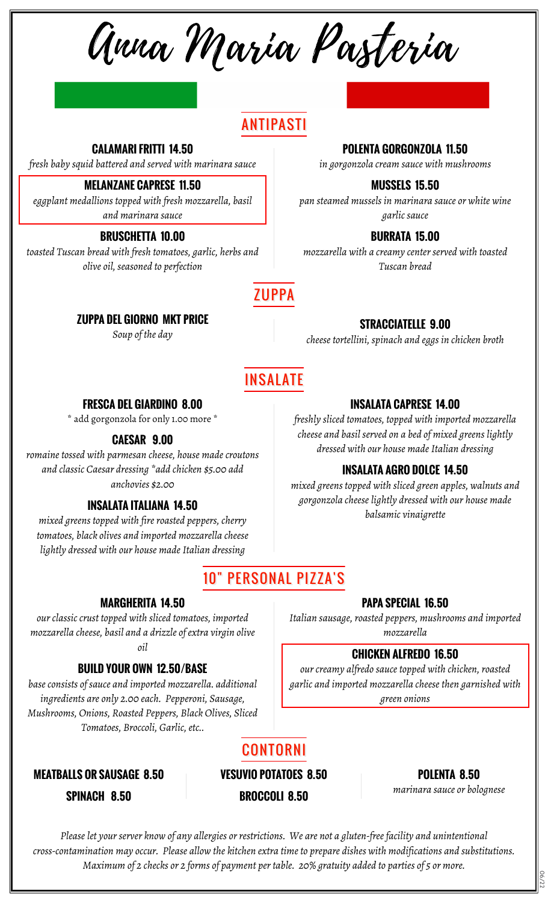# Anna Maria Pasteria

## ANTIPASTI

### CALAMARI FRITTI 14.50
*fresh baby squid battered and served with marinara sauce*

### MELANZANE CAPRESE 11.50
*eggplant medallions topped with fresh mozzarella, basil and marinara sauce*

### BRUSCHETTA 10.00
*toasted Tuscan bread with fresh tomatoes, garlic, herbs and olive oil, seasoned to perfection*

### POLENTA GORGONZOLA 11.50
*in gorgonzola cream sauce with mushrooms*

### MUSSELS 15.50
*pan steamed mussels in marinara sauce or white wine garlic sauce*

### BURRATA 15.00
*mozzarella with a creamy center served with toasted Tuscan bread*

## ZUPPA

### ZUPPA DEL GIORNO MKT PRICE
*Soup of the day*

### STRACCIATELLE 9.00
*cheese tortellini, spinach and eggs in chicken broth*

## INSALATE

### FRESCA DEL GIARDINO 8.00
* add gorgonzola for only 1.00 more *

### CAESAR 9.00
*romaine tossed with parmesan cheese, house made croutons and classic Caesar dressing *add chicken $5.00 add anchovies $2.00*

### INSALATA ITALIANA 14.50
*mixed greens topped with fire roasted peppers, cherry tomatoes, black olives and imported mozzarella cheese lightly dressed with our house made Italian dressing*

### INSALATA CAPRESE 14.00
*freshly sliced tomatoes, topped with imported mozzarella cheese and basil served on a bed of mixed greens lightly dressed with our house made Italian dressing*

### INSALATA AGRO DOLCE 14.50
*mixed greens topped with sliced green apples, walnuts and gorgonzola cheese lightly dressed with our house made balsamic vinaigrette*

## 10" PERSONAL PIZZA'S

### MARGHERITA 14.50
*our classic crust topped with sliced tomatoes, imported mozzarella cheese, basil and a drizzle of extra virgin olive oil*

### BUILD YOUR OWN 12.50/BASE
*base consists of sauce and imported mozzarella. additional ingredients are only 2.00 each. Pepperoni, Sausage, Mushrooms, Onions, Roasted Peppers, Black Olives, Sliced Tomatoes, Broccoli, Garlic, etc..*

### PAPA SPECIAL 16.50
*Italian sausage, roasted peppers, mushrooms and imported mozzarella*

### CHICKEN ALFREDO 16.50
*our creamy alfredo sauce topped with chicken, roasted garlic and imported mozzarella cheese then garnished with green onions*

## CONTORNI

### MEATBALLS OR SAUSAGE 8.50

### SPINACH 8.50

### VESUVIO POTATOES 8.50

### BROCCOLI 8.50

### POLENTA 8.50
*marinara sauce or bolognese*

*Please let your server know of any allergies or restrictions. We are not a gluten-free facility and unintentional cross-contamination may occur. Please allow the kitchen extra time to prepare dishes with modifications and substitutions. Maximum of 2 checks or 2 forms of payment per table. 20% gratuity added to parties of 5 or more.*

06/22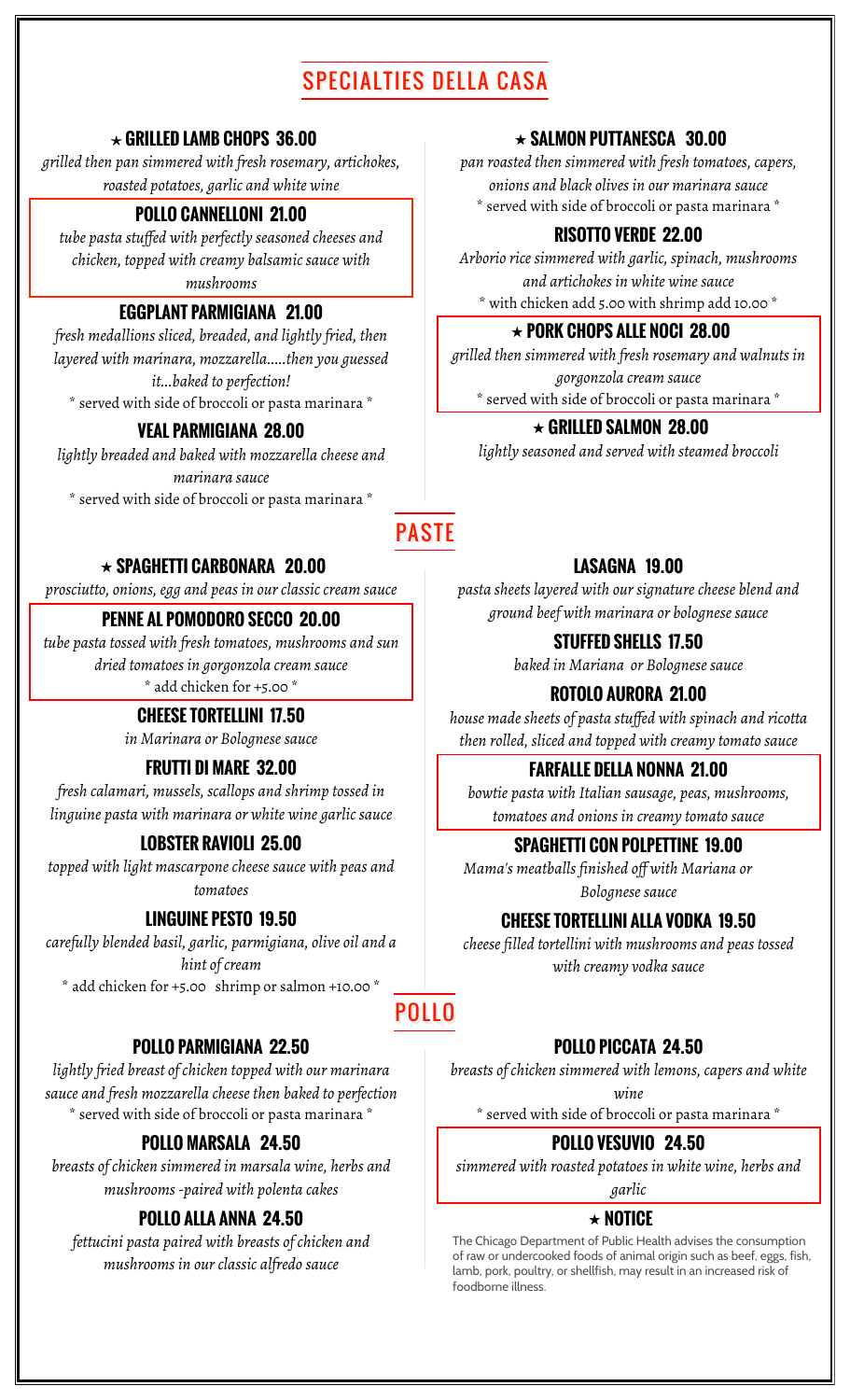# SPECIALTIES DELLA CASA

### ★ GRILLED LAMB CHOPS 36.00

*grilled then pan simmered with fresh rosemary, artichokes, roasted potatoes, garlic and white wine*

### POLLO CANNELLONI 21.00

*tube pasta stuffed with perfectly seasoned cheeses and chicken, topped with creamy balsamic sauce with mushrooms*

### EGGPLANT PARMIGIANA 21.00

*fresh medallions sliced, breaded, and lightly fried, then layered with marinara, mozzarella.....then you guessed it...baked to perfection!*

* served with side of broccoli or pasta marinara *

### VEAL PARMIGIANA 28.00

*lightly breaded and baked with mozzarella cheese and marinara sauce*

* served with side of broccoli or pasta marinara *

### ★ SALMON PUTTANESCA 30.00

*pan roasted then simmered with fresh tomatoes, capers, onions and black olives in our marinara sauce*

* served with side of broccoli or pasta marinara *

### RISOTTO VERDE 22.00

*Arborio rice simmered with garlic, spinach, mushrooms and artichokes in white wine sauce*

* with chicken add 5.00 with shrimp add 10.00 *

### ★ PORK CHOPS ALLE NOCI 28.00

*grilled then simmered with fresh rosemary and walnuts in gorgonzola cream sauce*

* served with side of broccoli or pasta marinara *

### ★ GRILLED SALMON 28.00

*lightly seasoned and served with steamed broccoli*

# PASTE

### ★ SPAGHETTI CARBONARA 20.00

*prosciutto, onions, egg and peas in our classic cream sauce*

### PENNE AL POMODORO SECCO 20.00

*tube pasta tossed with fresh tomatoes, mushrooms and sun dried tomatoes in gorgonzola cream sauce*

* add chicken for +5.00 *

### CHEESE TORTELLINI 17.50

*in Marinara or Bolognese sauce*

### FRUTTI DI MARE 32.00

*fresh calamari, mussels, scallops and shrimp tossed in linguine pasta with marinara or white wine garlic sauce*

### LOBSTER RAVIOLI 25.00

*topped with light mascarpone cheese sauce with peas and tomatoes*

### LINGUINE PESTO 19.50

*carefully blended basil, garlic, parmigiana, olive oil and a hint of cream*

* add chicken for +5.00 shrimp or salmon +10.00 *

### LASAGNA 19.00

*pasta sheets layered with our signature cheese blend and ground beef with marinara or bolognese sauce*

### STUFFED SHELLS 17.50

*baked in Mariana or Bolognese sauce*

### ROTOLO AURORA 21.00

*house made sheets of pasta stuffed with spinach and ricotta then rolled, sliced and topped with creamy tomato sauce*

### FARFALLE DELLA NONNA 21.00

*bowtie pasta with Italian sausage, peas, mushrooms, tomatoes and onions in creamy tomato sauce*

### SPAGHETTI CON POLPETTINE 19.00

*Mama's meatballs finished off with Mariana or Bolognese sauce*

### CHEESE TORTELLINI ALLA VODKA 19.50

*cheese filled tortellini with mushrooms and peas tossed with creamy vodka sauce*

# POLLO

### POLLO PARMIGIANA 22.50

*lightly fried breast of chicken topped with our marinara sauce and fresh mozzarella cheese then baked to perfection*

* served with side of broccoli or pasta marinara *

### POLLO MARSALA 24.50

*breasts of chicken simmered in marsala wine, herbs and mushrooms -paired with polenta cakes*

### POLLO ALLA ANNA 24.50

*fettucini pasta paired with breasts of chicken and mushrooms in our classic alfredo sauce*

### POLLO PICCATA 24.50

*breasts of chicken simmered with lemons, capers and white wine*

* served with side of broccoli or pasta marinara *

### POLLO VESUVIO 24.50

*simmered with roasted potatoes in white wine, herbs and garlic*

### ★ NOTICE

The Chicago Department of Public Health advises the consumption of raw or undercooked foods of animal origin such as beef, eggs, fish, lamb, pork, poultry, or shellfish, may result in an increased risk of foodborne illness.